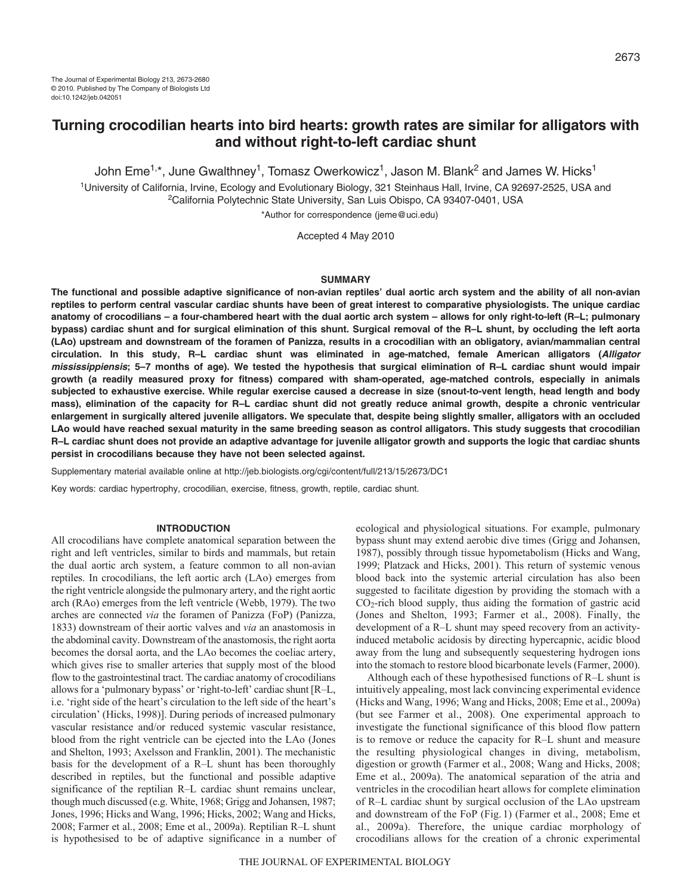The Journal of Experimental Biology 213, 2673-2680
© 2010. Published by The Company of Biologists Ltd
doi:10.1242/jeb.042051

# Turning crocodilian hearts into bird hearts: growth rates are similar for alligators with and without right-to-left cardiac shunt

John Eme[1,*], June Gwalthney[1], Tomasz Owerkowicz[1], Jason M. Blank[2] and James W. Hicks[1]

[1]University of California, Irvine, Ecology and Evolutionary Biology, 321 Steinhaus Hall, Irvine, CA 92697-2525, USA and
[2]California Polytechnic State University, San Luis Obispo, CA 93407-0401, USA

*Author for correspondence (jeme@uci.edu)

Accepted 4 May 2010

## SUMMARY

**The functional and possible adaptive significance of non-avian reptiles' dual aortic arch system and the ability of all non-avian reptiles to perform central vascular cardiac shunts have been of great interest to comparative physiologists. The unique cardiac anatomy of crocodilians – a four-chambered heart with the dual aortic arch system – allows for only right-to-left (R–L; pulmonary bypass) cardiac shunt and for surgical elimination of this shunt. Surgical removal of the R–L shunt, by occluding the left aorta (LAo) upstream and downstream of the foramen of Panizza, results in a crocodilian with an obligatory, avian/mammalian central circulation. In this study, R–L cardiac shunt was eliminated in age-matched, female American alligators (*Alligator mississippiensis*; 5–7 months of age). We tested the hypothesis that surgical elimination of R–L cardiac shunt would impair growth (a readily measured proxy for fitness) compared with sham-operated, age-matched controls, especially in animals subjected to exhaustive exercise. While regular exercise caused a decrease in size (snout-to-vent length, head length and body mass), elimination of the capacity for R–L cardiac shunt did not greatly reduce animal growth, despite a chronic ventricular enlargement in surgically altered juvenile alligators. We speculate that, despite being slightly smaller, alligators with an occluded LAo would have reached sexual maturity in the same breeding season as control alligators. This study suggests that crocodilian R–L cardiac shunt does not provide an adaptive advantage for juvenile alligator growth and supports the logic that cardiac shunts persist in crocodilians because they have not been selected against.**

Supplementary material available online at http://jeb.biologists.org/cgi/content/full/213/15/2673/DC1

Key words: cardiac hypertrophy, crocodilian, exercise, fitness, growth, reptile, cardiac shunt.

## INTRODUCTION

All crocodilians have complete anatomical separation between the right and left ventricles, similar to birds and mammals, but retain the dual aortic arch system, a feature common to all non-avian reptiles. In crocodilians, the left aortic arch (LAo) emerges from the right ventricle alongside the pulmonary artery, and the right aortic arch (RAo) emerges from the left ventricle (Webb, 1979). The two arches are connected *via* the foramen of Panizza (FoP) (Panizza, 1833) downstream of their aortic valves and *via* an anastomosis in the abdominal cavity. Downstream of the anastomosis, the right aorta becomes the dorsal aorta, and the LAo becomes the coeliac artery, which gives rise to smaller arteries that supply most of the blood flow to the gastrointestinal tract. The cardiac anatomy of crocodilians allows for a 'pulmonary bypass' or 'right-to-left' cardiac shunt [R–L, i.e. 'right side of the heart's circulation to the left side of the heart's circulation' (Hicks, 1998)]. During periods of increased pulmonary vascular resistance and/or reduced systemic vascular resistance, blood from the right ventricle can be ejected into the LAo (Jones and Shelton, 1993; Axelsson and Franklin, 2001). The mechanistic basis for the development of a R–L shunt has been thoroughly described in reptiles, but the functional and possible adaptive significance of the reptilian R–L cardiac shunt remains unclear, though much discussed (e.g. White, 1968; Grigg and Johansen, 1987; Jones, 1996; Hicks and Wang, 1996; Hicks, 2002; Wang and Hicks, 2008; Farmer et al., 2008; Eme et al., 2009a). Reptilian R–L shunt is hypothesised to be of adaptive significance in a number of ecological and physiological situations. For example, pulmonary bypass shunt may extend aerobic dive times (Grigg and Johansen, 1987), possibly through tissue hypometabolism (Hicks and Wang, 1999; Platzack and Hicks, 2001). This return of systemic venous blood back into the systemic arterial circulation has also been suggested to facilitate digestion by providing the stomach with a $CO_2$-rich blood supply, thus aiding the formation of gastric acid (Jones and Shelton, 1993; Farmer et al., 2008). Finally, the development of a R–L shunt may speed recovery from an activity-induced metabolic acidosis by directing hypercapnic, acidic blood away from the lung and subsequently sequestering hydrogen ions into the stomach to restore blood bicarbonate levels (Farmer, 2000).

Although each of these hypothesised functions of R–L shunt is intuitively appealing, most lack convincing experimental evidence (Hicks and Wang, 1996; Wang and Hicks, 2008; Eme et al., 2009a) (but see Farmer et al., 2008). One experimental approach to investigate the functional significance of this blood flow pattern is to remove or reduce the capacity for R–L shunt and measure the resulting physiological changes in diving, metabolism, digestion or growth (Farmer et al., 2008; Wang and Hicks, 2008; Eme et al., 2009a). The anatomical separation of the atria and ventricles in the crocodilian heart allows for complete elimination of R–L cardiac shunt by surgical occlusion of the LAo upstream and downstream of the FoP (Fig. 1) (Farmer et al., 2008; Eme et al., 2009a). Therefore, the unique cardiac morphology of crocodilians allows for the creation of a chronic experimental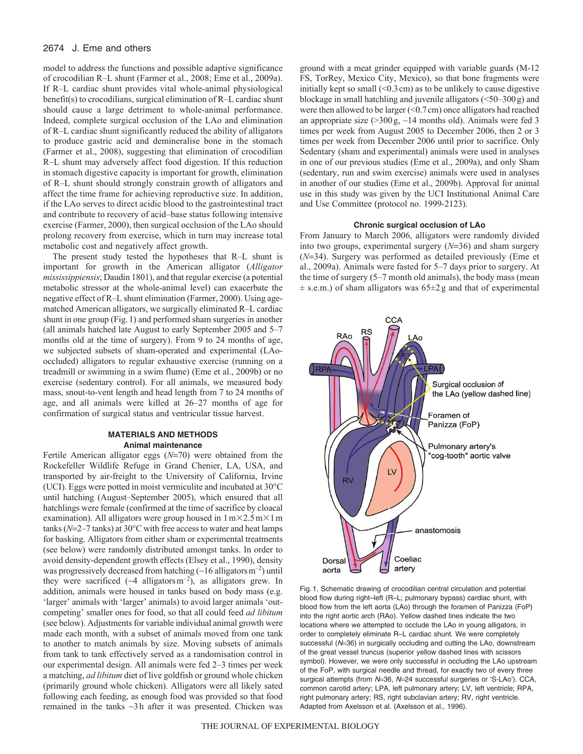model to address the functions and possible adaptive significance of crocodilian R–L shunt (Farmer et al., 2008; Eme et al., 2009a). If R–L cardiac shunt provides vital whole-animal physiological benefit(s) to crocodilians, surgical elimination of R–L cardiac shunt should cause a large detriment to whole-animal performance. Indeed, complete surgical occlusion of the LAo and elimination of R–L cardiac shunt significantly reduced the ability of alligators to produce gastric acid and demineralise bone in the stomach (Farmer et al., 2008), suggesting that elimination of crocodilian R–L shunt may adversely affect food digestion. If this reduction in stomach digestive capacity is important for growth, elimination of R–L shunt should strongly constrain growth of alligators and affect the time frame for achieving reproductive size. In addition, if the LAo serves to direct acidic blood to the gastrointestinal tract and contribute to recovery of acid–base status following intensive exercise (Farmer, 2000), then surgical occlusion of the LAo should prolong recovery from exercise, which in turn may increase total metabolic cost and negatively affect growth.

The present study tested the hypotheses that R–L shunt is important for growth in the American alligator (*Alligator mississippiensis*; Daudin 1801), and that regular exercise (a potential metabolic stressor at the whole-animal level) can exacerbate the negative effect of R–L shunt elimination (Farmer, 2000). Using age-matched American alligators, we surgically eliminated R–L cardiac shunt in one group (Fig. 1) and performed sham surgeries in another (all animals hatched late August to early September 2005 and 5–7 months old at the time of surgery). From 9 to 24 months of age, we subjected subsets of sham-operated and experimental (LAo-occluded) alligators to regular exhaustive exercise (running on a treadmill or swimming in a swim flume) (Eme et al., 2009b) or no exercise (sedentary control). For all animals, we measured body mass, snout-to-vent length and head length from 7 to 24 months of age, and all animals were killed at 26–27 months of age for confirmation of surgical status and ventricular tissue harvest.

## MATERIALS AND METHODS

### Animal maintenance

Fertile American alligator eggs ($N$=70) were obtained from the Rockefeller Wildlife Refuge in Grand Chenier, LA, USA, and transported by air-freight to the University of California, Irvine (UCI). Eggs were potted in moist vermiculite and incubated at 30°C until hatching (August–September 2005), which ensured that all hatchlings were female (confirmed at the time of sacrifice by cloacal examination). All alligators were group housed in 1 m×2.5 m×1 m tanks ($N$=2–7 tanks) at 30°C with free access to water and heat lamps for basking. Alligators from either sham or experimental treatments (see below) were randomly distributed amongst tanks. In order to avoid density-dependent growth effects (Elsey et al., 1990), density was progressively decreased from hatching (~16 alligators $m^{-2}$) until they were sacrificed (~4 alligators $m^{-2}$), as alligators grew. In addition, animals were housed in tanks based on body mass (e.g. 'larger' animals with 'larger' animals) to avoid larger animals 'out-competing' smaller ones for food, so that all could feed *ad libitum* (see below). Adjustments for variable individual animal growth were made each month, with a subset of animals moved from one tank to another to match animals by size. Moving subsets of animals from tank to tank effectively served as a randomisation control in our experimental design. All animals were fed 2–3 times per week a matching, *ad libitum* diet of live goldfish or ground whole chicken (primarily ground whole chicken). Alligators were all likely sated following each feeding, as enough food was provided so that food remained in the tanks ~3 h after it was presented. Chicken was ground with a meat grinder equipped with variable guards (M-12 FS, TorRey, Mexico City, Mexico), so that bone fragments were initially kept so small (<0.3 cm) as to be unlikely to cause digestive blockage in small hatchling and juvenile alligators (<50–300 g) and were then allowed to be larger (<0.7 cm) once alligators had reached an appropriate size (>300 g, ~14 months old). Animals were fed 3 times per week from August 2005 to December 2006, then 2 or 3 times per week from December 2006 until prior to sacrifice. Only Sedentary (sham and experimental) animals were used in analyses in one of our previous studies (Eme et al., 2009a), and only Sham (sedentary, run and swim exercise) animals were used in analyses in another of our studies (Eme et al., 2009b). Approval for animal use in this study was given by the UCI Institutional Animal Care and Use Committee (protocol no. 1999-2123).

### Chronic surgical occlusion of LAo

From January to March 2006, alligators were randomly divided into two groups, experimental surgery ($N$=36) and sham surgery ($N$=34). Surgery was performed as detailed previously (Eme et al., 2009a). Animals were fasted for 5–7 days prior to surgery. At the time of surgery (5–7 month old animals), the body mass (mean ± s.e.m.) of sham alligators was 65±2 g and that of experimental

Fig. 1. Schematic drawing of crocodilian central circulation and potential blood flow during right–left (R–L; pulmonary bypass) cardiac shunt, with blood flow from the left aorta (LAo) through the foramen of Panizza (FoP) into the right aortic arch (RAo). Yellow dashed lines indicate the two locations where we attempted to occlude the LAo in young alligators, in order to completely eliminate R–L cardiac shunt. We were completely successful ($N$=36) in surgically occluding and cutting the LAo, downstream of the great vessel truncus (superior yellow dashed lines with scissors symbol). However, we were only successful in occluding the LAo upstream of the FoP, with surgical needle and thread, for exactly two of every three surgical attempts (from $N$=36, $N$=24 successful surgeries or 'S-LAo'). CCA, common carotid artery; LPA, left pulmonary artery; LV, left ventricle; RPA, right pulmonary artery; RS, right subclavian artery; RV, right ventricle. Adapted from Axelsson et al. (Axelsson et al., 1996).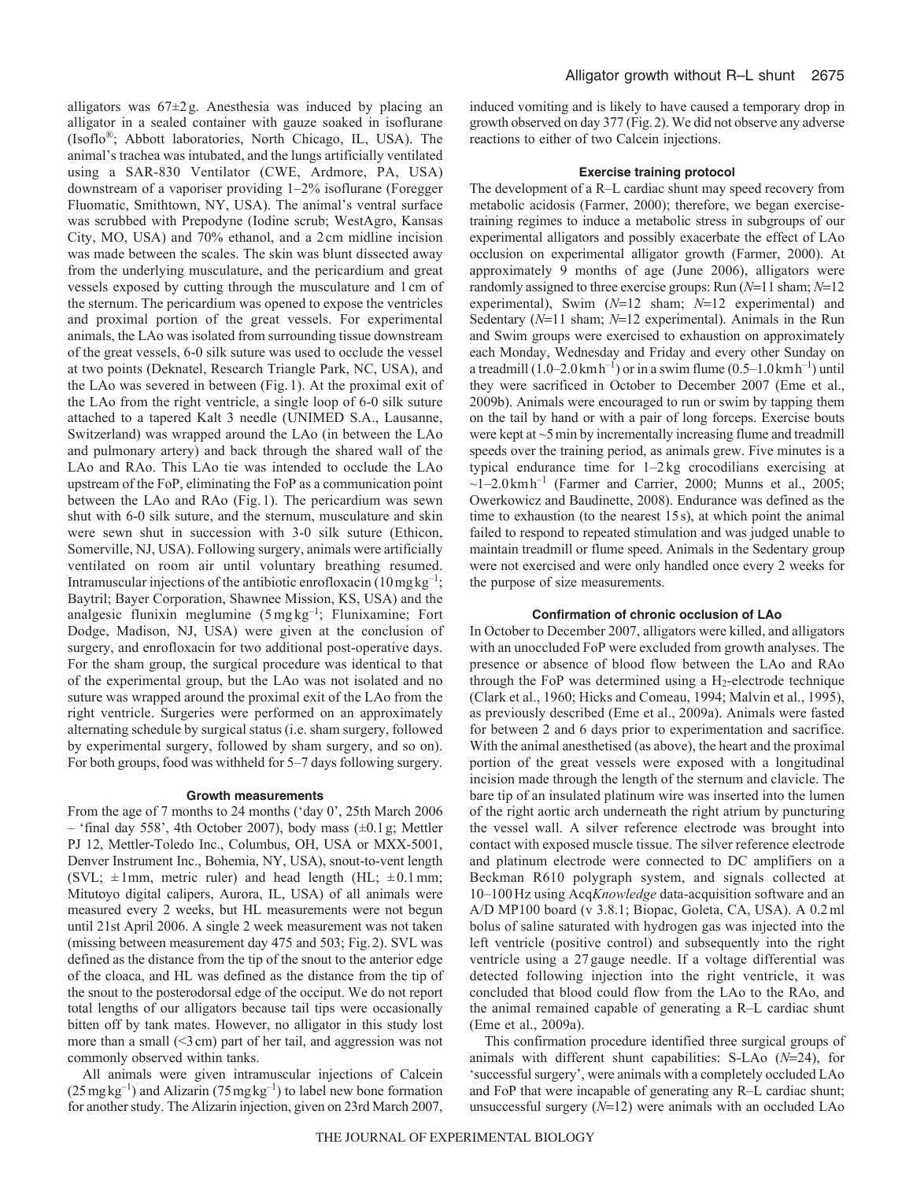alligators was 67±2 g. Anesthesia was induced by placing an alligator in a sealed container with gauze soaked in isoflurane (Isoflo®; Abbott laboratories, North Chicago, IL, USA). The animal's trachea was intubated, and the lungs artificially ventilated using a SAR-830 Ventilator (CWE, Ardmore, PA, USA) downstream of a vaporiser providing 1–2% isoflurane (Foregger Fluomatic, Smithtown, NY, USA). The animal's ventral surface was scrubbed with Prepodyne (Iodine scrub; WestAgro, Kansas City, MO, USA) and 70% ethanol, and a 2 cm midline incision was made between the scales. The skin was blunt dissected away from the underlying musculature, and the pericardium and great vessels exposed by cutting through the musculature and 1 cm of the sternum. The pericardium was opened to expose the ventricles and proximal portion of the great vessels. For experimental animals, the LAo was isolated from surrounding tissue downstream of the great vessels, 6-0 silk suture was used to occlude the vessel at two points (Deknatel, Research Triangle Park, NC, USA), and the LAo was severed in between (Fig. 1). At the proximal exit of the LAo from the right ventricle, a single loop of 6-0 silk suture attached to a tapered Kalt 3 needle (UNIMED S.A., Lausanne, Switzerland) was wrapped around the LAo (in between the LAo and pulmonary artery) and back through the shared wall of the LAo and RAo. This LAo tie was intended to occlude the LAo upstream of the FoP, eliminating the FoP as a communication point between the LAo and RAo (Fig. 1). The pericardium was sewn shut with 6-0 silk suture, and the sternum, musculature and skin were sewn shut in succession with 3-0 silk suture (Ethicon, Somerville, NJ, USA). Following surgery, animals were artificially ventilated on room air until voluntary breathing resumed. Intramuscular injections of the antibiotic enrofloxacin (10 mg kg$^{-1}$; Baytril; Bayer Corporation, Shawnee Mission, KS, USA) and the analgesic flunixin meglumine (5 mg kg$^{-1}$; Flunixamine; Fort Dodge, Madison, NJ, USA) were given at the conclusion of surgery, and enrofloxacin for two additional post-operative days. For the sham group, the surgical procedure was identical to that of the experimental group, but the LAo was not isolated and no suture was wrapped around the proximal exit of the LAo from the right ventricle. Surgeries were performed on an approximately alternating schedule by surgical status (i.e. sham surgery, followed by experimental surgery, followed by sham surgery, and so on). For both groups, food was withheld for 5–7 days following surgery.

### Growth measurements

From the age of 7 months to 24 months ('day 0', 25th March 2006 – 'final day 558', 4th October 2007), body mass (±0.1 g; Mettler PJ 12, Mettler-Toledo Inc., Columbus, OH, USA or MXX-5001, Denver Instrument Inc., Bohemia, NY, USA), snout-to-vent length (SVL; ±1 mm, metric ruler) and head length (HL; ±0.1 mm; Mitutoyo digital calipers, Aurora, IL, USA) of all animals were measured every 2 weeks, but HL measurements were not begun until 21st April 2006. A single 2 week measurement was not taken (missing between measurement day 475 and 503; Fig. 2). SVL was defined as the distance from the tip of the snout to the anterior edge of the cloaca, and HL was defined as the distance from the tip of the snout to the posterodorsal edge of the occiput. We do not report total lengths of our alligators because tail tips were occasionally bitten off by tank mates. However, no alligator in this study lost more than a small (<3 cm) part of her tail, and aggression was not commonly observed within tanks.

All animals were given intramuscular injections of Calcein (25 mg kg$^{-1}$) and Alizarin (75 mg kg$^{-1}$) to label new bone formation for another study. The Alizarin injection, given on 23rd March 2007, induced vomiting and is likely to have caused a temporary drop in growth observed on day 377 (Fig. 2). We did not observe any adverse reactions to either of two Calcein injections.

### Exercise training protocol

The development of a R–L cardiac shunt may speed recovery from metabolic acidosis (Farmer, 2000); therefore, we began exercise-training regimes to induce a metabolic stress in subgroups of our experimental alligators and possibly exacerbate the effect of LAo occlusion on experimental alligator growth (Farmer, 2000). At approximately 9 months of age (June 2006), alligators were randomly assigned to three exercise groups: Run ($N$=11 sham; $N$=12 experimental), Swim ($N$=12 sham; $N$=12 experimental) and Sedentary ($N$=11 sham; $N$=12 experimental). Animals in the Run and Swim groups were exercised to exhaustion on approximately each Monday, Wednesday and Friday and every other Sunday on a treadmill (1.0–2.0 km h$^{-1}$) or in a swim flume (0.5–1.0 km h$^{-1}$) until they were sacrificed in October to December 2007 (Eme et al., 2009b). Animals were encouraged to run or swim by tapping them on the tail by hand or with a pair of long forceps. Exercise bouts were kept at ~5 min by incrementally increasing flume and treadmill speeds over the training period, as animals grew. Five minutes is a typical endurance time for 1–2 kg crocodilians exercising at ~1–2.0 km h$^{-1}$ (Farmer and Carrier, 2000; Munns et al., 2005; Owerkowicz and Baudinette, 2008). Endurance was defined as the time to exhaustion (to the nearest 15 s), at which point the animal failed to respond to repeated stimulation and was judged unable to maintain treadmill or flume speed. Animals in the Sedentary group were not exercised and were only handled once every 2 weeks for the purpose of size measurements.

### Confirmation of chronic occlusion of LAo

In October to December 2007, alligators were killed, and alligators with an unoccluded FoP were excluded from growth analyses. The presence or absence of blood flow between the LAo and RAo through the FoP was determined using a $H_2$-electrode technique (Clark et al., 1960; Hicks and Comeau, 1994; Malvin et al., 1995), as previously described (Eme et al., 2009a). Animals were fasted for between 2 and 6 days prior to experimentation and sacrifice. With the animal anesthetised (as above), the heart and the proximal portion of the great vessels were exposed with a longitudinal incision made through the length of the sternum and clavicle. The bare tip of an insulated platinum wire was inserted into the lumen of the right aortic arch underneath the right atrium by puncturing the vessel wall. A silver reference electrode was brought into contact with exposed muscle tissue. The silver reference electrode and platinum electrode were connected to DC amplifiers on a Beckman R610 polygraph system, and signals collected at 10–100 Hz using Acq*Knowledge* data-acquisition software and an A/D MP100 board (v 3.8.1; Biopac, Goleta, CA, USA). A 0.2 ml bolus of saline saturated with hydrogen gas was injected into the left ventricle (positive control) and subsequently into the right ventricle using a 27 gauge needle. If a voltage differential was detected following injection into the right ventricle, it was concluded that blood could flow from the LAo to the RAo, and the animal remained capable of generating a R–L cardiac shunt (Eme et al., 2009a).

This confirmation procedure identified three surgical groups of animals with different shunt capabilities: S-LAo ($N$=24), for 'successful surgery', were animals with a completely occluded LAo and FoP that were incapable of generating any R–L cardiac shunt; unsuccessful surgery ($N$=12) were animals with an occluded LAo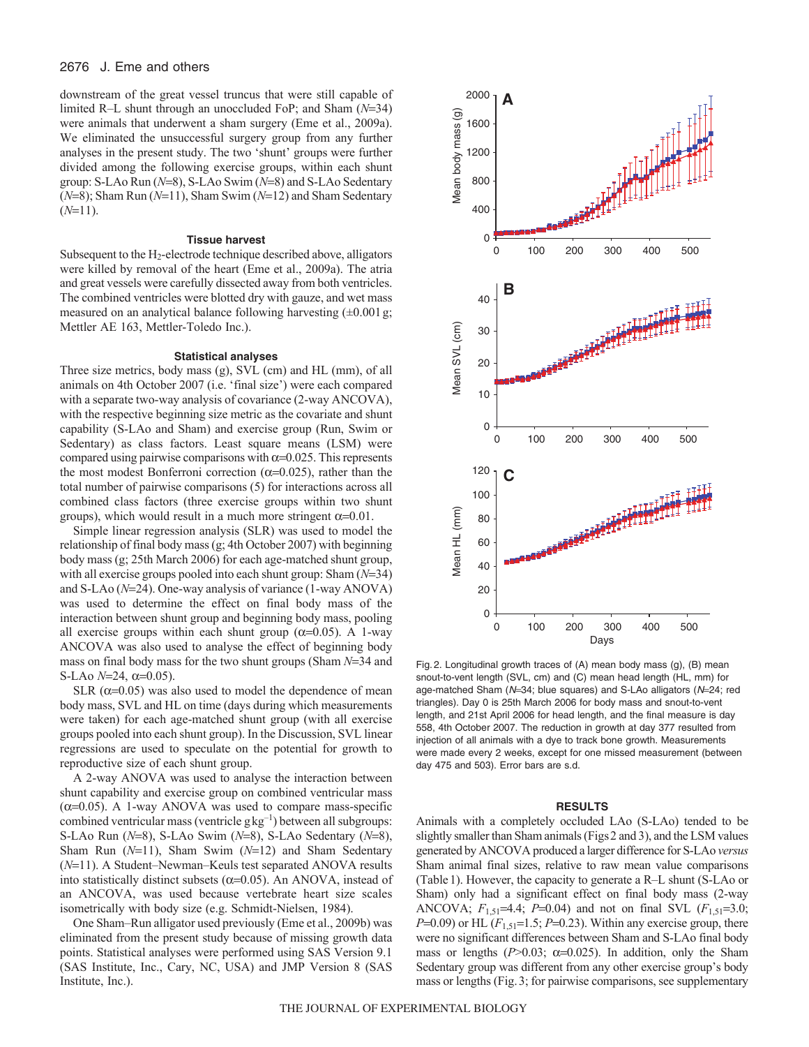downstream of the great vessel truncus that were still capable of limited R–L shunt through an unoccluded FoP; and Sham ($N$=34) were animals that underwent a sham surgery (Eme et al., 2009a). We eliminated the unsuccessful surgery group from any further analyses in the present study. The two 'shunt' groups were further divided among the following exercise groups, within each shunt group: S-LAo Run ($N$=8), S-LAo Swim ($N$=8) and S-LAo Sedentary ($N$=8); Sham Run ($N$=11), Sham Swim ($N$=12) and Sham Sedentary ($N$=11).

### Tissue harvest

Subsequent to the $H_2$-electrode technique described above, alligators were killed by removal of the heart (Eme et al., 2009a). The atria and great vessels were carefully dissected away from both ventricles. The combined ventricles were blotted dry with gauze, and wet mass measured on an analytical balance following harvesting (±0.001 g; Mettler AE 163, Mettler-Toledo Inc.).

### Statistical analyses

Three size metrics, body mass (g), SVL (cm) and HL (mm), of all animals on 4th October 2007 (i.e. 'final size') were each compared with a separate two-way analysis of covariance (2-way ANCOVA), with the respective beginning size metric as the covariate and shunt capability (S-LAo and Sham) and exercise group (Run, Swim or Sedentary) as class factors. Least square means (LSM) were compared using pairwise comparisons with $\alpha$=0.025. This represents the most modest Bonferroni correction ($\alpha$=0.025), rather than the total number of pairwise comparisons (5) for interactions across all combined class factors (three exercise groups within two shunt groups), which would result in a much more stringent $\alpha$=0.01.

Simple linear regression analysis (SLR) was used to model the relationship of final body mass (g; 4th October 2007) with beginning body mass (g; 25th March 2006) for each age-matched shunt group, with all exercise groups pooled into each shunt group: Sham ($N$=34) and S-LAo ($N$=24). One-way analysis of variance (1-way ANOVA) was used to determine the effect on final body mass of the interaction between shunt group and beginning body mass, pooling all exercise groups within each shunt group ($\alpha$=0.05). A 1-way ANCOVA was also used to analyse the effect of beginning body mass on final body mass for the two shunt groups (Sham $N$=34 and S-LAo $N$=24, $\alpha$=0.05).

SLR ($\alpha$=0.05) was also used to model the dependence of mean body mass, SVL and HL on time (days during which measurements were taken) for each age-matched shunt group (with all exercise groups pooled into each shunt group). In the Discussion, SVL linear regressions are used to speculate on the potential for growth to reproductive size of each shunt group.

A 2-way ANOVA was used to analyse the interaction between shunt capability and exercise group on combined ventricular mass ($\alpha$=0.05). A 1-way ANOVA was used to compare mass-specific combined ventricular mass (ventricle $g\,kg^{-1}$) between all subgroups: S-LAo Run ($N$=8), S-LAo Swim ($N$=8), S-LAo Sedentary ($N$=8), Sham Run ($N$=11), Sham Swim ($N$=12) and Sham Sedentary ($N$=11). A Student–Newman–Keuls test separated ANOVA results into statistically distinct subsets ($\alpha$=0.05). An ANOVA, instead of an ANCOVA, was used because vertebrate heart size scales isometrically with body size (e.g. Schmidt-Nielsen, 1984).

One Sham–Run alligator used previously (Eme et al., 2009b) was eliminated from the present study because of missing growth data points. Statistical analyses were performed using SAS Version 9.1 (SAS Institute, Inc., Cary, NC, USA) and JMP Version 8 (SAS Institute, Inc.).

Fig. 2. Longitudinal growth traces of (A) mean body mass (g), (B) mean snout-to-vent length (SVL, cm) and (C) mean head length (HL, mm) for age-matched Sham ($N$=34; blue squares) and S-LAo alligators ($N$=24; red triangles). Day 0 is 25th March 2006 for body mass and snout-to-vent length, and 21st April 2006 for head length, and the final measure is day 558, 4th October 2007. The reduction in growth at day 377 resulted from injection of all animals with a dye to track bone growth. Measurements were made every 2 weeks, except for one missed measurement (between day 475 and 503). Error bars are s.d.

## RESULTS

Animals with a completely occluded LAo (S-LAo) tended to be slightly smaller than Sham animals (Figs 2 and 3), and the LSM values generated by ANCOVA produced a larger difference for S-LAo *versus* Sham animal final sizes, relative to raw mean value comparisons (Table 1). However, the capacity to generate a R–L shunt (S-LAo or Sham) only had a significant effect on final body mass (2-way ANCOVA; $F_{1,51}$=4.4; $P$=0.04) and not on final SVL ($F_{1,51}$=3.0; $P$=0.09) or HL ($F_{1,51}$=1.5; $P$=0.23). Within any exercise group, there were no significant differences between Sham and S-LAo final body mass or lengths ($P$>0.03; $\alpha$=0.025). In addition, only the Sham Sedentary group was different from any other exercise group's body mass or lengths (Fig. 3; for pairwise comparisons, see supplementary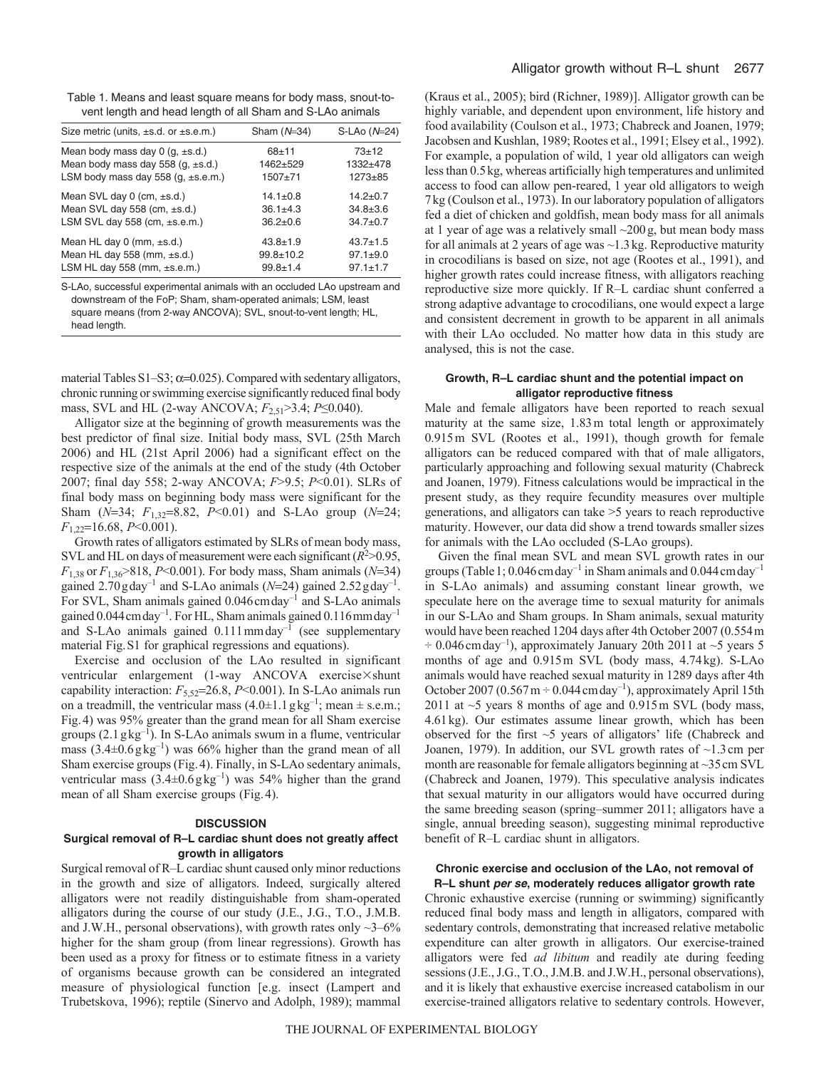Table 1. Means and least square means for body mass, snout-to-vent length and head length of all Sham and S-LAo animals

| Size metric (units, ±s.d. or ±s.e.m.) | Sham ($N$=34) | S-LAo ($N$=24) |
|---|---|---|
| Mean body mass day 0 (g, ±s.d.) | 68±11 | 73±12 |
| Mean body mass day 558 (g, ±s.d.) | 1462±529 | 1332±478 |
| LSM body mass day 558 (g, ±s.e.m.) | 1507±71 | 1273±85 |
| Mean SVL day 0 (cm, ±s.d.) | 14.1±0.8 | 14.2±0.7 |
| Mean SVL day 558 (cm, ±s.d.) | 36.1±4.3 | 34.8±3.6 |
| LSM SVL day 558 (cm, ±s.e.m.) | 36.2±0.6 | 34.7±0.7 |
| Mean HL day 0 (mm, ±s.d.) | 43.8±1.9 | 43.7±1.5 |
| Mean HL day 558 (mm, ±s.d.) | 99.8±10.2 | 97.1±9.0 |
| LSM HL day 558 (mm, ±s.e.m.) | 99.8±1.4 | 97.1±1.7 |

S-LAo, successful experimental animals with an occluded LAo upstream and downstream of the FoP; Sham, sham-operated animals; LSM, least square means (from 2-way ANCOVA); SVL, snout-to-vent length; HL, head length.

material Tables S1–S3; $\alpha$=0.025). Compared with sedentary alligators, chronic running or swimming exercise significantly reduced final body mass, SVL and HL (2-way ANCOVA; $F_{2,51}$>3.4; $P$≤0.040).

Alligator size at the beginning of growth measurements was the best predictor of final size. Initial body mass, SVL (25th March 2006) and HL (21st April 2006) had a significant effect on the respective size of the animals at the end of the study (4th October 2007; final day 558; 2-way ANCOVA; $F$>9.5; $P$<0.01). SLRs of final body mass on beginning body mass were significant for the Sham ($N$=34; $F_{1,32}$=8.82, $P$<0.01) and S-LAo group ($N$=24; $F_{1,22}$=16.68, $P$<0.001).

Growth rates of alligators estimated by SLRs of mean body mass, SVL and HL on days of measurement were each significant ($R^2$>0.95, $F_{1,38}$ or $F_{1,36}$>818, $P$<0.001). For body mass, Sham animals ($N$=34) gained 2.70 g day$^{-1}$ and S-LAo animals ($N$=24) gained 2.52 g day$^{-1}$. For SVL, Sham animals gained 0.046 cm day$^{-1}$ and S-LAo animals gained 0.044 cm day$^{-1}$. For HL, Sham animals gained 0.116 mm day$^{-1}$ and S-LAo animals gained 0.111 mm day$^{-1}$ (see supplementary material Fig. S1 for graphical regressions and equations).

Exercise and occlusion of the LAo resulted in significant ventricular enlargement (1-way ANCOVA exercise×shunt capability interaction: $F_{5,52}$=26.8, $P$<0.001). In S-LAo animals run on a treadmill, the ventricular mass (4.0±1.1 g kg$^{-1}$; mean ± s.e.m.; Fig. 4) was 95% greater than the grand mean for all Sham exercise groups (2.1 g kg$^{-1}$). In S-LAo animals swum in a flume, ventricular mass (3.4±0.6 g kg$^{-1}$) was 66% higher than the grand mean of all Sham exercise groups (Fig. 4). Finally, in S-LAo sedentary animals, ventricular mass (3.4±0.6 g kg$^{-1}$) was 54% higher than the grand mean of all Sham exercise groups (Fig. 4).

## DISCUSSION

### Surgical removal of R–L cardiac shunt does not greatly affect growth in alligators

Surgical removal of R–L cardiac shunt caused only minor reductions in the growth and size of alligators. Indeed, surgically altered alligators were not readily distinguishable from sham-operated alligators during the course of our study (J.E., J.G., T.O., J.M.B. and J.W.H., personal observations), with growth rates only ~3–6% higher for the sham group (from linear regressions). Growth has been used as a proxy for fitness or to estimate fitness in a variety of organisms because growth can be considered an integrated measure of physiological function [e.g. insect (Lampert and Trubetskova, 1996); reptile (Sinervo and Adolph, 1989); mammal (Kraus et al., 2005); bird (Richner, 1989)]. Alligator growth can be highly variable, and dependent upon environment, life history and food availability (Coulson et al., 1973; Chabreck and Joanen, 1979; Jacobsen and Kushlan, 1989; Rootes et al., 1991; Elsey et al., 1992). For example, a population of wild, 1 year old alligators can weigh less than 0.5 kg, whereas artificially high temperatures and unlimited access to food can allow pen-reared, 1 year old alligators to weigh 7 kg (Coulson et al., 1973). In our laboratory population of alligators fed a diet of chicken and goldfish, mean body mass for all animals at 1 year of age was a relatively small ~200 g, but mean body mass for all animals at 2 years of age was ~1.3 kg. Reproductive maturity in crocodilians is based on size, not age (Rootes et al., 1991), and higher growth rates could increase fitness, with alligators reaching reproductive size more quickly. If R–L cardiac shunt conferred a strong adaptive advantage to crocodilians, one would expect a large and consistent decrement in growth to be apparent in all animals with their LAo occluded. No matter how data in this study are analysed, this is not the case.

### Growth, R–L cardiac shunt and the potential impact on alligator reproductive fitness

Male and female alligators have been reported to reach sexual maturity at the same size, 1.83 m total length or approximately 0.915 m SVL (Rootes et al., 1991), though growth for female alligators can be reduced compared with that of male alligators, particularly approaching and following sexual maturity (Chabreck and Joanen, 1979). Fitness calculations would be impractical in the present study, as they require fecundity measures over multiple generations, and alligators can take >5 years to reach reproductive maturity. However, our data did show a trend towards smaller sizes for animals with the LAo occluded (S-LAo groups).

Given the final mean SVL and mean SVL growth rates in our groups (Table 1; 0.046 cm day$^{-1}$ in Sham animals and 0.044 cm day$^{-1}$ in S-LAo animals) and assuming constant linear growth, we speculate here on the average time to sexual maturity for animals in our S-LAo and Sham groups. In Sham animals, sexual maturity would have been reached 1204 days after 4th October 2007 (0.554 m ÷ 0.046 cm day$^{-1}$), approximately January 20th 2011 at ~5 years 5 months of age and 0.915 m SVL (body mass, 4.74 kg). S-LAo animals would have reached sexual maturity in 1289 days after 4th October 2007 (0.567 m ÷ 0.044 cm day$^{-1}$), approximately April 15th 2011 at ~5 years 8 months of age and 0.915 m SVL (body mass, 4.61 kg). Our estimates assume linear growth, which has been observed for the first ~5 years of alligators' life (Chabreck and Joanen, 1979). In addition, our SVL growth rates of ~1.3 cm per month are reasonable for female alligators beginning at ~35 cm SVL (Chabreck and Joanen, 1979). This speculative analysis indicates that sexual maturity in our alligators would have occurred during the same breeding season (spring–summer 2011; alligators have a single, annual breeding season), suggesting minimal reproductive benefit of R–L cardiac shunt in alligators.

### Chronic exercise and occlusion of the LAo, not removal of R–L shunt *per se*, moderately reduces alligator growth rate

Chronic exhaustive exercise (running or swimming) significantly reduced final body mass and length in alligators, compared with sedentary controls, demonstrating that increased relative metabolic expenditure can alter growth in alligators. Our exercise-trained alligators were fed *ad libitum* and readily ate during feeding sessions (J.E., J.G., T.O., J.M.B. and J.W.H., personal observations), and it is likely that exhaustive exercise increased catabolism in our exercise-trained alligators relative to sedentary controls. However,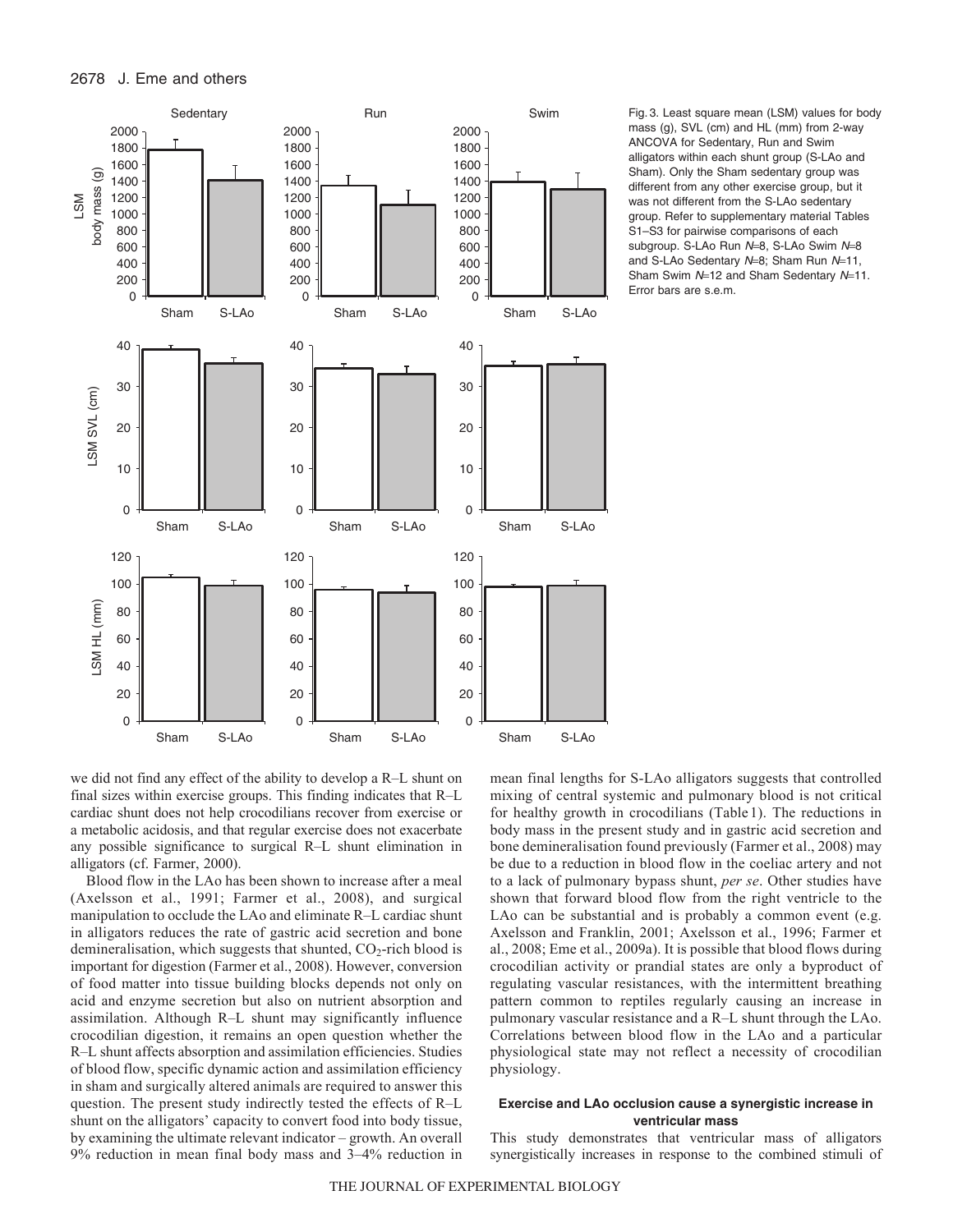Fig. 3. Least square mean (LSM) values for body mass (g), SVL (cm) and HL (mm) from 2-way ANCOVA for Sedentary, Run and Swim alligators within each shunt group (S-LAo and Sham). Only the Sham sedentary group was different from any other exercise group, but it was not different from the S-LAo sedentary group. Refer to supplementary material Tables S1–S3 for pairwise comparisons of each subgroup. S-LAo Run *N*=8, S-LAo Swim *N*=8 and S-LAo Sedentary *N*=8; Sham Run *N*=11, Sham Swim *N*=12 and Sham Sedentary *N*=11. Error bars are s.e.m.

we did not find any effect of the ability to develop a R–L shunt on final sizes within exercise groups. This finding indicates that R–L cardiac shunt does not help crocodilians recover from exercise or a metabolic acidosis, and that regular exercise does not exacerbate any possible significance to surgical R–L shunt elimination in alligators (cf. Farmer, 2000).

Blood flow in the LAo has been shown to increase after a meal (Axelsson et al., 1991; Farmer et al., 2008), and surgical manipulation to occlude the LAo and eliminate R–L cardiac shunt in alligators reduces the rate of gastric acid secretion and bone demineralisation, which suggests that shunted, $CO_2$-rich blood is important for digestion (Farmer et al., 2008). However, conversion of food matter into tissue building blocks depends not only on acid and enzyme secretion but also on nutrient absorption and assimilation. Although R–L shunt may significantly influence crocodilian digestion, it remains an open question whether the R–L shunt affects absorption and assimilation efficiencies. Studies of blood flow, specific dynamic action and assimilation efficiency in sham and surgically altered animals are required to answer this question. The present study indirectly tested the effects of R–L shunt on the alligators' capacity to convert food into body tissue, by examining the ultimate relevant indicator – growth. An overall 9% reduction in mean final body mass and 3–4% reduction in mean final lengths for S-LAo alligators suggests that controlled mixing of central systemic and pulmonary blood is not critical for healthy growth in crocodilians (Table 1). The reductions in body mass in the present study and in gastric acid secretion and bone demineralisation found previously (Farmer et al., 2008) may be due to a reduction in blood flow in the coeliac artery and not to a lack of pulmonary bypass shunt, *per se*. Other studies have shown that forward blood flow from the right ventricle to the LAo can be substantial and is probably a common event (e.g. Axelsson and Franklin, 2001; Axelsson et al., 1996; Farmer et al., 2008; Eme et al., 2009a). It is possible that blood flows during crocodilian activity or prandial states are only a byproduct of regulating vascular resistances, with the intermittent breathing pattern common to reptiles regularly causing an increase in pulmonary vascular resistance and a R–L shunt through the LAo. Correlations between blood flow in the LAo and a particular physiological state may not reflect a necessity of crocodilian physiology.

### Exercise and LAo occlusion cause a synergistic increase in ventricular mass

This study demonstrates that ventricular mass of alligators synergistically increases in response to the combined stimuli of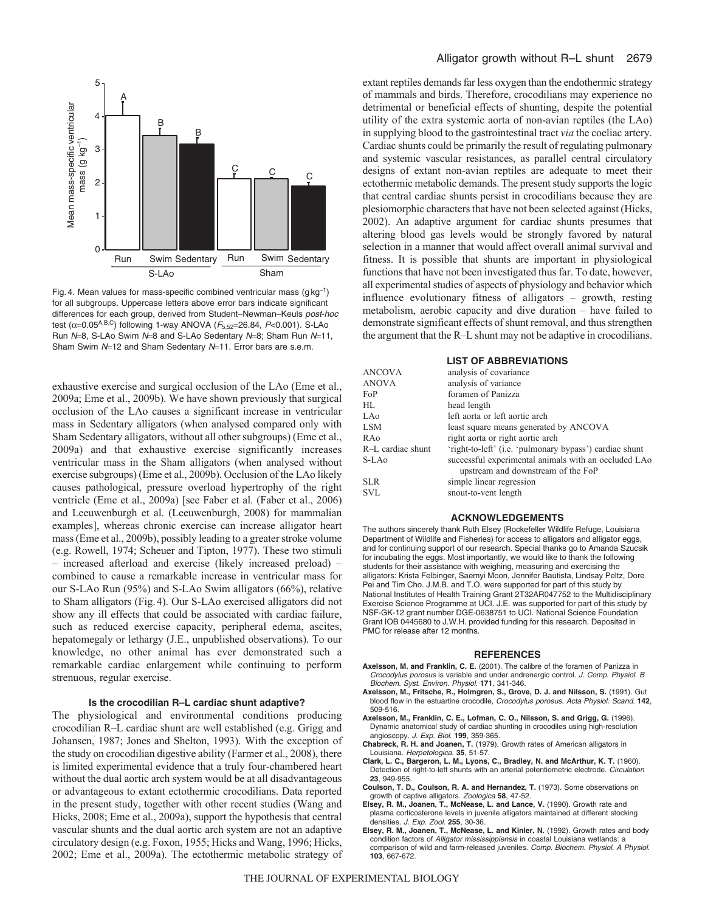Fig. 4. Mean values for mass-specific combined ventricular mass ($g\,kg^{-1}$) for all subgroups. Uppercase letters above error bars indicate significant differences for each group, derived from Student–Newman–Keuls *post-hoc* test ($\alpha$=0.05[A,B,C]) following 1-way ANOVA ($F_{5,52}$=26.84, $P$<0.001). S-LAo Run $N$=8, S-LAo Swim $N$=8 and S-LAo Sedentary $N$=8; Sham Run $N$=11, Sham Swim $N$=12 and Sham Sedentary $N$=11. Error bars are s.e.m.

exhaustive exercise and surgical occlusion of the LAo (Eme et al., 2009a; Eme et al., 2009b). We have shown previously that surgical occlusion of the LAo causes a significant increase in ventricular mass in Sedentary alligators (when analysed compared only with Sham Sedentary alligators, without all other subgroups) (Eme et al., 2009a) and that exhaustive exercise significantly increases ventricular mass in the Sham alligators (when analysed without exercise subgroups) (Eme et al., 2009b). Occlusion of the LAo likely causes pathological, pressure overload hypertrophy of the right ventricle (Eme et al., 2009a) [see Faber et al. (Faber et al., 2006) and Leeuwenburgh et al. (Leeuwenburgh, 2008) for mammalian examples], whereas chronic exercise can increase alligator heart mass (Eme et al., 2009b), possibly leading to a greater stroke volume (e.g. Rowell, 1974; Scheuer and Tipton, 1977). These two stimuli – increased afterload and exercise (likely increased preload) – combined to cause a remarkable increase in ventricular mass for our S-LAo Run (95%) and S-LAo Swim alligators (66%), relative to Sham alligators (Fig. 4). Our S-LAo exercised alligators did not show any ill effects that could be associated with cardiac failure, such as reduced exercise capacity, peripheral edema, ascites, hepatomegaly or lethargy (J.E., unpublished observations). To our knowledge, no other animal has ever demonstrated such a remarkable cardiac enlargement while continuing to perform strenuous, regular exercise.

### Is the crocodilian R–L cardiac shunt adaptive?

The physiological and environmental conditions producing crocodilian R–L cardiac shunt are well established (e.g. Grigg and Johansen, 1987; Jones and Shelton, 1993). With the exception of the study on crocodilian digestive ability (Farmer et al., 2008), there is limited experimental evidence that a truly four-chambered heart without the dual aortic arch system would be at all disadvantageous or advantageous to extant ectothermic crocodilians. Data reported in the present study, together with other recent studies (Wang and Hicks, 2008; Eme et al., 2009a), support the hypothesis that central vascular shunts and the dual aortic arch system are not an adaptive circulatory design (e.g. Foxon, 1955; Hicks and Wang, 1996; Hicks, 2002; Eme et al., 2009a). The ectothermic metabolic strategy of extant reptiles demands far less oxygen than the endothermic strategy of mammals and birds. Therefore, crocodilians may experience no detrimental or beneficial effects of shunting, despite the potential utility of the extra systemic aorta of non-avian reptiles (the LAo) in supplying blood to the gastrointestinal tract *via* the coeliac artery. Cardiac shunts could be primarily the result of regulating pulmonary and systemic vascular resistances, as parallel central circulatory designs of extant non-avian reptiles are adequate to meet their ectothermic metabolic demands. The present study supports the logic that central cardiac shunts persist in crocodilians because they are plesiomorphic characters that have not been selected against (Hicks, 2002). An adaptive argument for cardiac shunts presumes that altering blood gas levels would be strongly favored by natural selection in a manner that would affect overall animal survival and fitness. It is possible that shunts are important in physiological functions that have not been investigated thus far. To date, however, all experimental studies of aspects of physiology and behavior which influence evolutionary fitness of alligators – growth, resting metabolism, aerobic capacity and dive duration – have failed to demonstrate significant effects of shunt removal, and thus strengthen the argument that the R–L shunt may not be adaptive in crocodilians.

### LIST OF ABBREVIATIONS

| | |
|---|---|
| ANCOVA | analysis of covariance |
| ANOVA | analysis of variance |
| FoP | foramen of Panizza |
| HL | head length |
| LAo | left aorta or left aortic arch |
| LSM | least square means generated by ANCOVA |
| RAo | right aorta or right aortic arch |
| R–L cardiac shunt | 'right-to-left' (i.e. 'pulmonary bypass') cardiac shunt |
| S-LAo | successful experimental animals with an occluded LAo upstream and downstream of the FoP |
| SLR | simple linear regression |
| SVL | snout-to-vent length |

### ACKNOWLEDGEMENTS

The authors sincerely thank Ruth Elsey (Rockefeller Wildlife Refuge, Louisiana Department of Wildlife and Fisheries) for access to alligators and alligator eggs, and for continuing support of our research. Special thanks go to Amanda Szucsik for incubating the eggs. Most importantly, we would like to thank the following students for their assistance with weighing, measuring and exercising the alligators: Krista Felbinger, Saemyi Moon, Jennifer Bautista, Lindsay Peltz, Dore Pei and Tim Cho. J.M.B. and T.O. were supported for part of this study by National Institutes of Health Training Grant 2T32AR047752 to the Multidisciplinary Exercise Science Programme at UCI. J.E. was supported for part of this study by NSF-GK-12 grant number DGE-0638751 to UCI. National Science Foundation Grant IOB 0445680 to J.W.H. provided funding for this research. Deposited in PMC for release after 12 months.

### REFERENCES

**Axelsson, M. and Franklin, C. E.** (2001). The calibre of the foramen of Panizza in *Crocodylus porosus* is variable and under andrenergic control. *J. Comp. Physiol. B Biochem. Syst. Environ. Physiol.* **171**, 341-346.

**Axelsson, M., Fritsche, R., Holmgren, S., Grove, D. J. and Nilsson, S.** (1991). Gut blood flow in the estuartine crocodile, *Crocodylus porosus. Acta Physiol. Scand.* **142**, 509-516.

**Axelsson, M., Franklin, C. E., Lofman, C. O., Nilsson, S. and Grigg, G.** (1996). Dynamic anatomical study of cardiac shunting in crocodiles using high-resolution angioscopy. *J. Exp. Biol.* **199**, 359-365.

**Chabreck, R. H. and Joanen, T.** (1979). Growth rates of American alligators in Louisiana. *Herpetologica.* **35**, 51-57.

**Clark, L. C., Bargeron, L. M., Lyons, C., Bradley, N. and McArthur, K. T.** (1960). Detection of right-to-left shunts with an arterial potentiometric electrode. *Circulation* **23**, 949-955.

**Coulson, T. D., Coulson, R. A. and Hernandez, T.** (1973). Some observations on growth of captive alligators. *Zoologica* **58**, 47-52.

**Elsey, R. M., Joanen, T., McNease, L. and Lance, V.** (1990). Growth rate and plasma corticosterone levels in juvenile alligators maintained at different stocking densities. *J. Exp. Zool.* **255**, 30-36.

**Elsey, R. M., Joanen, T., McNease, L. and Kinler, N.** (1992). Growth rates and body condition factors of *Alligator mississippiensis* in coastal Louisiana wetlands: a comparison of wild and farm-released juveniles. *Comp. Biochem. Physiol. A Physiol.* **103**, 667-672.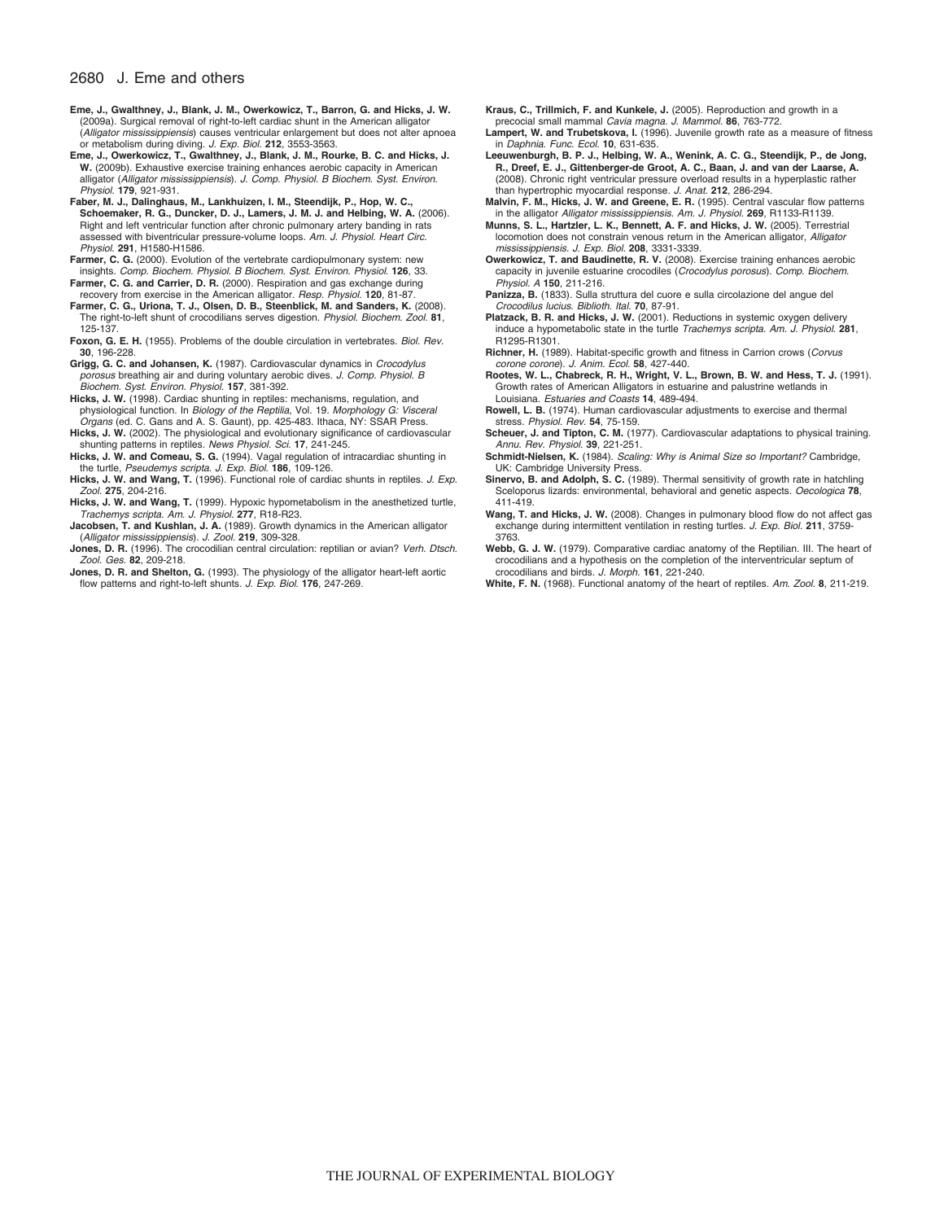**Eme, J., Gwalthney, J., Blank, J. M., Owerkowicz, T., Barron, G. and Hicks, J. W.** (2009a). Surgical removal of right-to-left cardiac shunt in the American alligator (*Alligator mississippiensis*) causes ventricular enlargement but does not alter apnoea or metabolism during diving. *J. Exp. Biol.* **212**, 3553-3563.

**Eme, J., Owerkowicz, T., Gwalthney, J., Blank, J. M., Rourke, B. C. and Hicks, J. W.** (2009b). Exhaustive exercise training enhances aerobic capacity in American alligator (*Alligator mississippiensis*). *J. Comp. Physiol. B Biochem. Syst. Environ. Physiol.* **179**, 921-931.

**Faber, M. J., Dalinghaus, M., Lankhuizen, I. M., Steendijk, P., Hop, W. C., Schoemaker, R. G., Duncker, D. J., Lamers, J. M. J. and Helbing, W. A.** (2006). Right and left ventricular function after chronic pulmonary artery banding in rats assessed with biventricular pressure-volume loops. *Am. J. Physiol. Heart Circ. Physiol.* **291**, H1580-H1586.

**Farmer, C. G.** (2000). Evolution of the vertebrate cardiopulmonary system: new insights. *Comp. Biochem. Physiol. B Biochem. Syst. Environ. Physiol.* **126**, 33.

**Farmer, C. G. and Carrier, D. R.** (2000). Respiration and gas exchange during recovery from exercise in the American alligator. *Resp. Physiol.* **120**, 81-87.

**Farmer, C. G., Uriona, T. J., Olsen, D. B., Steenblick, M. and Sanders, K.** (2008). The right-to-left shunt of crocodilians serves digestion. *Physiol. Biochem. Zool.* **81**, 125-137.

**Foxon, G. E. H.** (1955). Problems of the double circulation in vertebrates. *Biol. Rev.* **30**, 196-228.

**Grigg, G. C. and Johansen, K.** (1987). Cardiovascular dynamics in *Crocodylus porosus* breathing air and during voluntary aerobic dives. *J. Comp. Physiol. B Biochem. Syst. Environ. Physiol.* **157**, 381-392.

**Hicks, J. W.** (1998). Cardiac shunting in reptiles: mechanisms, regulation, and physiological function. In *Biology of the Reptilia,* Vol. 19. *Morphology G: Visceral Organs* (ed. C. Gans and A. S. Gaunt), pp. 425-483. Ithaca, NY: SSAR Press.

**Hicks, J. W.** (2002). The physiological and evolutionary significance of cardiovascular shunting patterns in reptiles. *News Physiol. Sci.* **17**, 241-245.

**Hicks, J. W. and Comeau, S. G.** (1994). Vagal regulation of intracardiac shunting in the turtle, *Pseudemys scripta*. *J. Exp. Biol.* **186**, 109-126.

**Hicks, J. W. and Wang, T.** (1996). Functional role of cardiac shunts in reptiles. *J. Exp. Zool.* **275**, 204-216.

**Hicks, J. W. and Wang, T.** (1999). Hypoxic hypometabolism in the anesthetized turtle, *Trachemys scripta*. *Am. J. Physiol.* **277**, R18-R23.

**Jacobsen, T. and Kushlan, J. A.** (1989). Growth dynamics in the American alligator (*Alligator mississippiensis*). *J. Zool.* **219**, 309-328.

**Jones, D. R.** (1996). The crocodilian central circulation: reptilian or avian? *Verh. Dtsch. Zool. Ges.* **82**, 209-218.

**Jones, D. R. and Shelton, G.** (1993). The physiology of the alligator heart-left aortic flow patterns and right-to-left shunts. *J. Exp. Biol.* **176**, 247-269.

**Kraus, C., Trillmich, F. and Kunkele, J.** (2005). Reproduction and growth in a precocial small mammal *Cavia magna*. *J. Mammol.* **86**, 763-772.

**Lampert, W. and Trubetskova, I.** (1996). Juvenile growth rate as a measure of fitness in *Daphnia*. *Func. Ecol.* **10**, 631-635.

**Leeuwenburgh, B. P. J., Helbing, W. A., Wenink, A. C. G., Steendijk, P., de Jong, R., Dreef, E. J., Gittenberger-de Groot, A. C., Baan, J. and van der Laarse, A.** (2008). Chronic right ventricular pressure overload results in a hyperplastic rather than hypertrophic myocardial response. *J. Anat.* **212**, 286-294.

**Malvin, F. M., Hicks, J. W. and Greene, E. R.** (1995). Central vascular flow patterns in the alligator *Alligator mississippiensis*. *Am. J. Physiol.* **269**, R1133-R1139.

**Munns, S. L., Hartzler, L. K., Bennett, A. F. and Hicks, J. W.** (2005). Terrestrial locomotion does not constrain venous return in the American alligator, *Alligator mississippiensis*. *J. Exp. Biol.* **208**, 3331-3339.

**Owerkowicz, T. and Baudinette, R. V.** (2008). Exercise training enhances aerobic capacity in juvenile estuarine crocodiles (*Crocodylus porosus*). *Comp. Biochem. Physiol. A* **150**, 211-216.

**Panizza, B.** (1833). Sulla struttura del cuore e sulla circolazione del angue del *Crocodilus lucius*. *Biblioth. Ital.* **70**, 87-91.

**Platzack, B. R. and Hicks, J. W.** (2001). Reductions in systemic oxygen delivery induce a hypometabolic state in the turtle *Trachemys scripta*. *Am. J. Physiol.* **281**, R1295-R1301.

**Richner, H.** (1989). Habitat-specific growth and fitness in Carrion crows (*Corvus corone corone*). *J. Anim. Ecol.* **58**, 427-440.

**Rootes, W. L., Chabreck, R. H., Wright, V. L., Brown, B. W. and Hess, T. J.** (1991). Growth rates of American Alligators in estuarine and palustrine wetlands in Louisiana. *Estuaries and Coasts* **14**, 489-494.

**Rowell, L. B.** (1974). Human cardiovascular adjustments to exercise and thermal stress. *Physiol. Rev.* **54**, 75-159.

**Scheuer, J. and Tipton, C. M.** (1977). Cardiovascular adaptations to physical training. *Annu. Rev. Physiol.* **39**, 221-251.

**Schmidt-Nielsen, K.** (1984). *Scaling: Why is Animal Size so Important?* Cambridge, UK: Cambridge University Press.

**Sinervo, B. and Adolph, S. C.** (1989). Thermal sensitivity of growth rate in hatchling Sceloporus lizards: environmental, behavioral and genetic aspects. *Oecologica* **78**, 411-419.

**Wang, T. and Hicks, J. W.** (2008). Changes in pulmonary blood flow do not affect gas exchange during intermittent ventilation in resting turtles. *J. Exp. Biol.* **211**, 3759-3763.

**Webb, G. J. W.** (1979). Comparative cardiac anatomy of the Reptilian. III. The heart of crocodilians and a hypothesis on the completion of the interventricular septum of crocodilians and birds. *J. Morph.* **161**, 221-240.

**White, F. N.** (1968). Functional anatomy of the heart of reptiles. *Am. Zool.* **8**, 211-219.